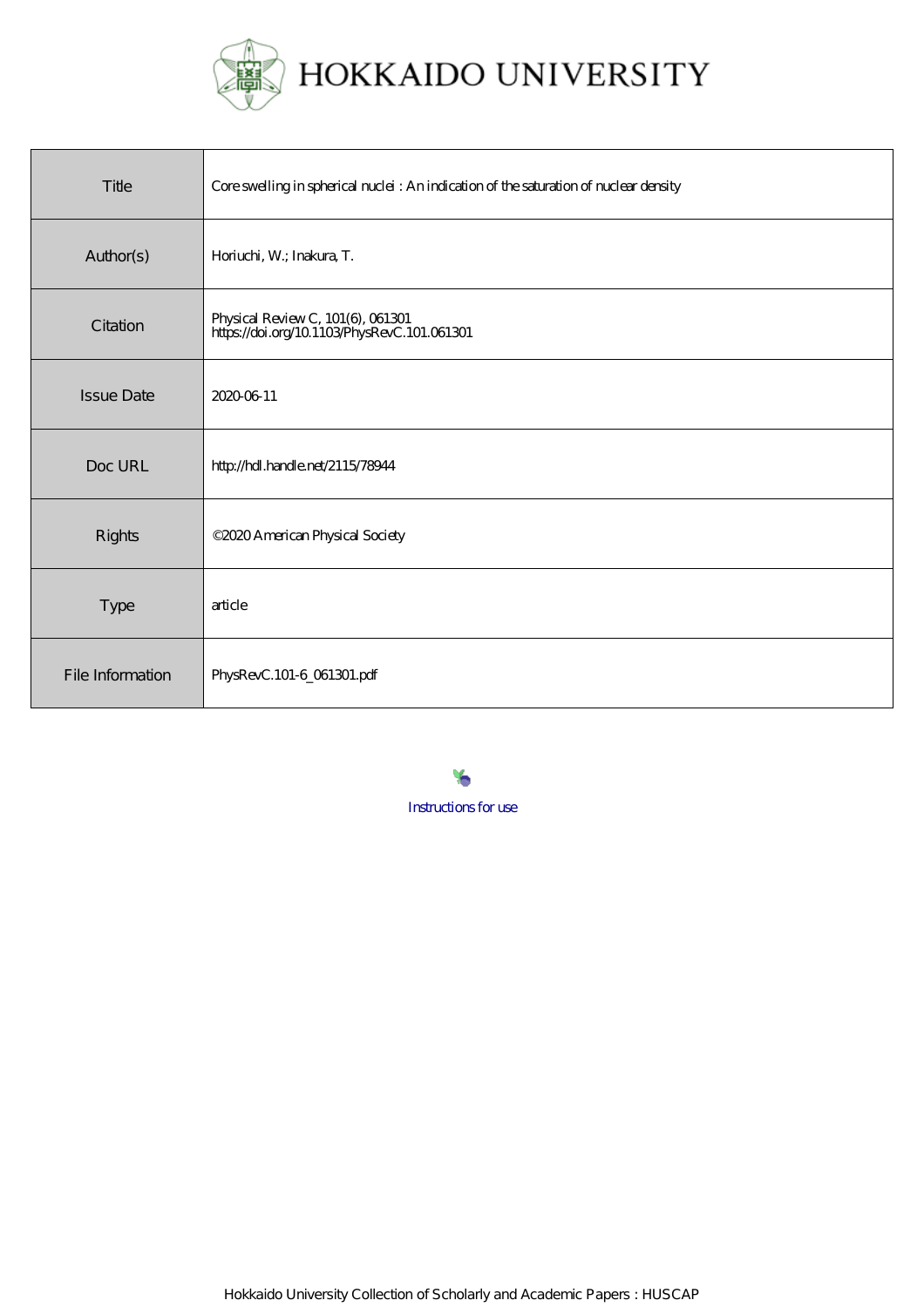HOKKAIDO UNIVERSITY

| Title | Core swelling in spherical nuclei : An indication of the saturation of nuclear density |
| --- | --- |
| Author(s) | Horiuchi, W.; Inakura, T. |
| Citation | Physical Review C, 101(6), 061301<br>https://doi.org/10.1103/PhysRevC.101.061301 |
| Issue Date | 2020-06-11 |
| Doc URL | http://hdl.handle.net/2115/78944 |
| Rights | ©2020 American Physical Society |
| Type | article |
| File Information | PhysRevC.101-6_061301.pdf |

Instructions for use

Hokkaido University Collection of Scholarly and Academic Papers : HUSCAP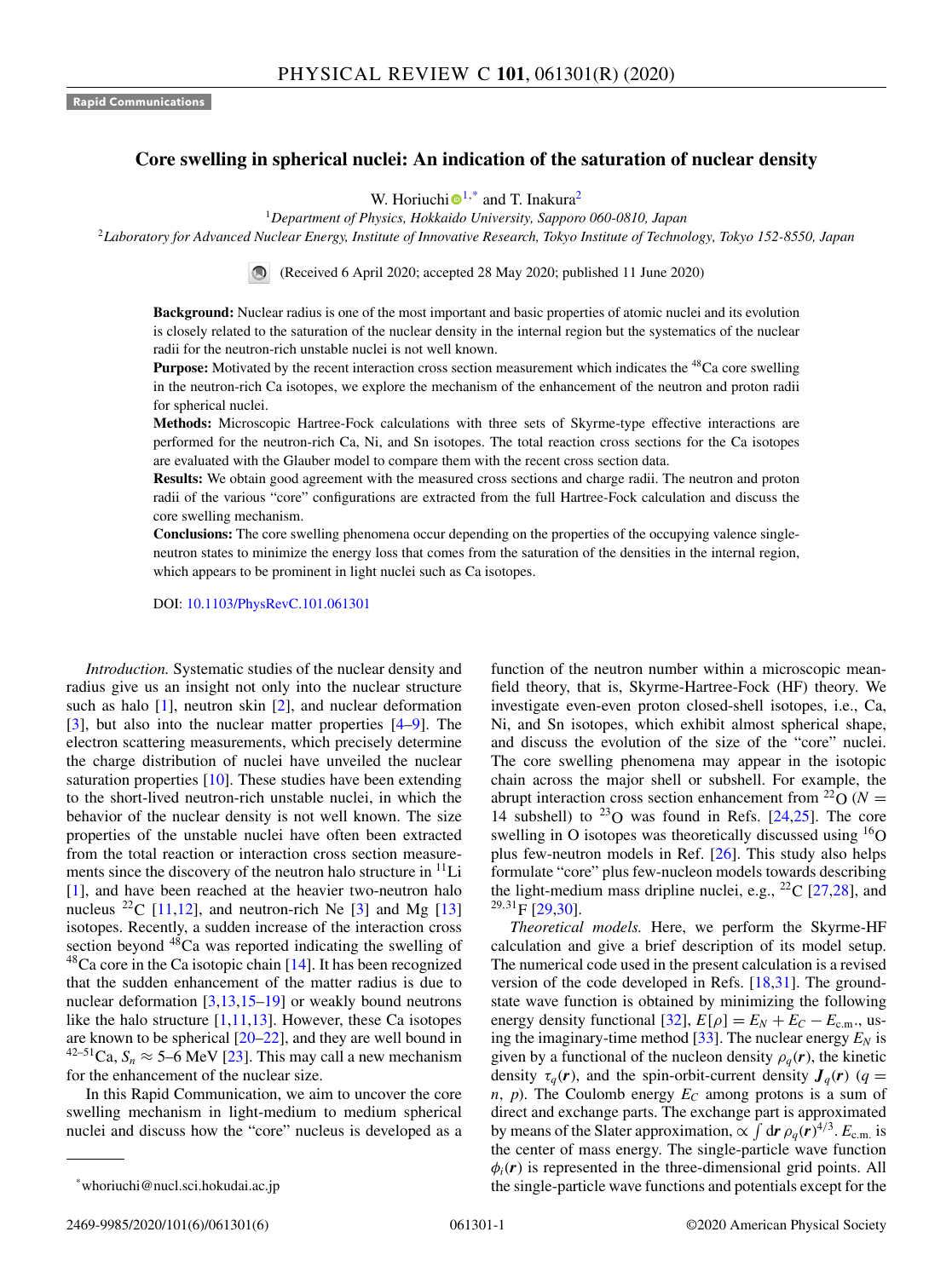# Core swelling in spherical nuclei: An indication of the saturation of nuclear density

W. Horiuchi[1,*] and T. Inakura[2]

[1]*Department of Physics, Hokkaido University, Sapporo 060-0810, Japan*
[2]*Laboratory for Advanced Nuclear Energy, Institute of Innovative Research, Tokyo Institute of Technology, Tokyo 152-8550, Japan*

(Received 6 April 2020; accepted 28 May 2020; published 11 June 2020)

**Background:** Nuclear radius is one of the most important and basic properties of atomic nuclei and its evolution is closely related to the saturation of the nuclear density in the internal region but the systematics of the nuclear radii for the neutron-rich unstable nuclei is not well known.

**Purpose:** Motivated by the recent interaction cross section measurement which indicates the $^{48}$Ca core swelling in the neutron-rich Ca isotopes, we explore the mechanism of the enhancement of the neutron and proton radii for spherical nuclei.

**Methods:** Microscopic Hartree-Fock calculations with three sets of Skyrme-type effective interactions are performed for the neutron-rich Ca, Ni, and Sn isotopes. The total reaction cross sections for the Ca isotopes are evaluated with the Glauber model to compare them with the recent cross section data.

**Results:** We obtain good agreement with the measured cross sections and charge radii. The neutron and proton radii of the various "core" configurations are extracted from the full Hartree-Fock calculation and discuss the core swelling mechanism.

**Conclusions:** The core swelling phenomena occur depending on the properties of the occupying valence single-neutron states to minimize the energy loss that comes from the saturation of the densities in the internal region, which appears to be prominent in light nuclei such as Ca isotopes.

DOI: 10.1103/PhysRevC.101.061301

*Introduction.* Systematic studies of the nuclear density and radius give us an insight not only into the nuclear structure such as halo [1], neutron skin [2], and nuclear deformation [3], but also into the nuclear matter properties [4–9]. The electron scattering measurements, which precisely determine the charge distribution of nuclei have unveiled the nuclear saturation properties [10]. These studies have been extending to the short-lived neutron-rich unstable nuclei, in which the behavior of the nuclear density is not well known. The size properties of the unstable nuclei have often been extracted from the total reaction or interaction cross section measurements since the discovery of the neutron halo structure in $^{11}$Li [1], and have been reached at the heavier two-neutron halo nucleus $^{22}$C [11,12], and neutron-rich Ne [3] and Mg [13] isotopes. Recently, a sudden increase of the interaction cross section beyond $^{48}$Ca was reported indicating the swelling of $^{48}$Ca core in the Ca isotopic chain [14]. It has been recognized that the sudden enhancement of the matter radius is due to nuclear deformation [3,13,15–19] or weakly bound neutrons like the halo structure [1,11,13]. However, these Ca isotopes are known to be spherical [20–22], and they are well bound in $^{42–51}$Ca, $S_n \approx$ 5–6 MeV [23]. This may call a new mechanism for the enhancement of the nuclear size.

In this Rapid Communication, we aim to uncover the core swelling mechanism in light-medium to medium spherical nuclei and discuss how the "core" nucleus is developed as a function of the neutron number within a microscopic mean-field theory, that is, Skyrme-Hartree-Fock (HF) theory. We investigate even-even proton closed-shell isotopes, i.e., Ca, Ni, and Sn isotopes, which exhibit almost spherical shape, and discuss the evolution of the size of the "core" nuclei. The core swelling phenomena may appear in the isotopic chain across the major shell or subshell. For example, the abrupt interaction cross section enhancement from $^{22}$O ($N = 14$ subshell) to $^{23}$O was found in Refs. [24,25]. The core swelling in O isotopes was theoretically discussed using $^{16}$O plus few-neutron models in Ref. [26]. This study also helps formulate "core" plus few-nucleon models towards describing the light-medium mass dripline nuclei, e.g., $^{22}$C [27,28], and $^{29,31}$F [29,30].

*Theoretical models.* Here, we perform the Skyrme-HF calculation and give a brief description of its model setup. The numerical code used in the present calculation is a revised version of the code developed in Refs. [18,31]. The ground-state wave function is obtained by minimizing the following energy density functional [32], $E[\rho] = E_N + E_C - E_{\rm c.m.}$, using the imaginary-time method [33]. The nuclear energy $E_N$ is given by a functional of the nucleon density $\rho_q(\boldsymbol{r})$, the kinetic density $\tau_q(\boldsymbol{r})$, and the spin-orbit-current density $\boldsymbol{J}_q(\boldsymbol{r})$ ($q = n, p$). The Coulomb energy $E_C$ among protons is a sum of direct and exchange parts. The exchange part is approximated by means of the Slater approximation, $\propto \int d\boldsymbol{r}\, \rho_q(\boldsymbol{r})^{4/3}$. $E_{\rm c.m.}$ is the center of mass energy. The single-particle wave function $\phi_i(\boldsymbol{r})$ is represented in the three-dimensional grid points. All the single-particle wave functions and potentials except for the

*whoriuchi@nucl.sci.hokudai.ac.jp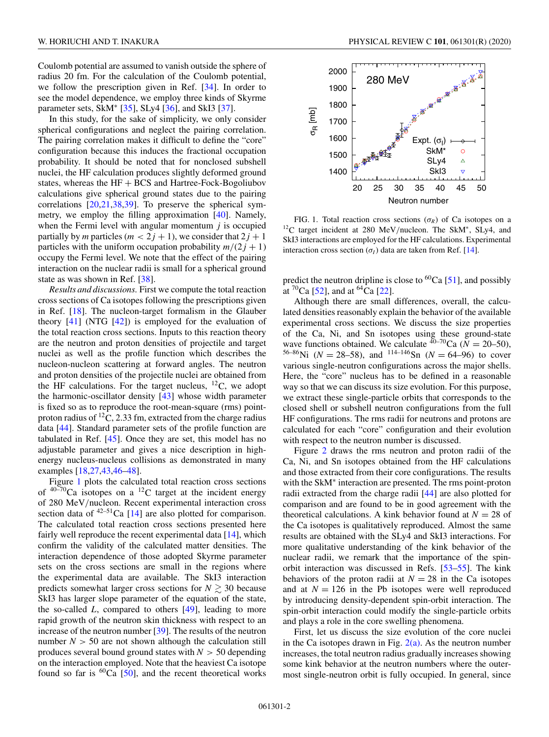Coulomb potential are assumed to vanish outside the sphere of radius 20 fm. For the calculation of the Coulomb potential, we follow the prescription given in Ref. [34]. In order to see the model dependence, we employ three kinds of Skyrme parameter sets, SkM* [35], SLy4 [36], and SkI3 [37].

In this study, for the sake of simplicity, we only consider spherical configurations and neglect the pairing correlation. The pairing correlation makes it difficult to define the "core" configuration because this induces the fractional occupation probability. It should be noted that for nonclosed subshell nuclei, the HF calculation produces slightly deformed ground states, whereas the HF + BCS and Hartree-Fock-Bogoliubov calculations give spherical ground states due to the pairing correlations [20,21,38,39]. To preserve the spherical symmetry, we employ the filling approximation [40]. Namely, when the Fermi level with angular momentum $j$ is occupied partially by $m$ particles ($m < 2j + 1$), we consider that $2j + 1$ particles with the uniform occupation probability $m/(2j + 1)$ occupy the Fermi level. We note that the effect of the pairing interaction on the nuclear radii is small for a spherical ground state as was shown in Ref. [38].

*Results and discussions.* First we compute the total reaction cross sections of Ca isotopes following the prescriptions given in Ref. [18]. The nucleon-target formalism in the Glauber theory [41] (NTG [42]) is employed for the evaluation of the total reaction cross sections. Inputs to this reaction theory are the neutron and proton densities of projectile and target nuclei as well as the profile function which describes the nucleon-nucleon scattering at forward angles. The neutron and proton densities of the projectile nuclei are obtained from the HF calculations. For the target nucleus, $^{12}$C, we adopt the harmonic-oscillator density [43] whose width parameter is fixed so as to reproduce the root-mean-square (rms) point-proton radius of $^{12}$C, 2.33 fm, extracted from the charge radius data [44]. Standard parameter sets of the profile function are tabulated in Ref. [45]. Once they are set, this model has no adjustable parameter and gives a nice description in high-energy nucleus-nucleus collisions as demonstrated in many examples [18,27,43,46–48].

Figure 1 plots the calculated total reaction cross sections of $^{40–70}$Ca isotopes on a $^{12}$C target at the incident energy of 280 MeV/nucleon. Recent experimental interaction cross section data of $^{42–51}$Ca [14] are also plotted for comparison. The calculated total reaction cross sections presented here fairly well reproduce the recent experimental data [14], which confirm the validity of the calculated matter densities. The interaction dependence of those adopted Skyrme parameter sets on the cross sections are small in the regions where the experimental data are available. The SkI3 interaction predicts somewhat larger cross sections for $N \gtrsim 30$ because SkI3 has larger slope parameter of the equation of the state, the so-called $L$, compared to others [49], leading to more rapid growth of the neutron skin thickness with respect to an increase of the neutron number [39]. The results of the neutron number $N > 50$ are not shown although the calculation still produces several bound ground states with $N > 50$ depending on the interaction employed. Note that the heaviest Ca isotope found so far is $^{60}$Ca [50], and the recent theoretical works predict the neutron dripline is close to $^{60}$Ca [51], and possibly at $^{70}$Ca [52], and at $^{64}$Ca [22].

FIG. 1. Total reaction cross sections ($\sigma_R$) of Ca isotopes on a $^{12}$C target incident at 280 MeV/nucleon. The SkM*, SLy4, and SkI3 interactions are employed for the HF calculations. Experimental interaction cross section ($\sigma_I$) data are taken from Ref. [14].

Although there are small differences, overall, the calculated densities reasonably explain the behavior of the available experimental cross sections. We discuss the size properties of the Ca, Ni, and Sn isotopes using these ground-state wave functions obtained. We calculate $^{40–70}$Ca ($N = 20$–$50$), $^{56–86}$Ni ($N = 28$–$58$), and $^{114–146}$Sn ($N = 64$–$96$) to cover various single-neutron configurations across the major shells. Here, the "core" nucleus has to be defined in a reasonable way so that we can discuss its size evolution. For this purpose, we extract these single-particle orbits that corresponds to the closed shell or subshell neutron configurations from the full HF configurations. The rms radii for neutrons and protons are calculated for each "core" configuration and their evolution with respect to the neutron number is discussed.

Figure 2 draws the rms neutron and proton radii of the Ca, Ni, and Sn isotopes obtained from the HF calculations and those extracted from their core configurations. The results with the SkM* interaction are presented. The rms point-proton radii extracted from the charge radii [44] are also plotted for comparison and are found to be in good agreement with the theoretical calculations. A kink behavior found at $N = 28$ of the Ca isotopes is qualitatively reproduced. Almost the same results are obtained with the SLy4 and SkI3 interactions. For more qualitative understanding of the kink behavior of the nuclear radii, we remark that the importance of the spin-orbit interaction was discussed in Refs. [53–55]. The kink behaviors of the proton radii at $N = 28$ in the Ca isotopes and at $N = 126$ in the Pb isotopes were well reproduced by introducing density-dependent spin-orbit interaction. The spin-orbit interaction could modify the single-particle orbits and plays a role in the core swelling phenomena.

First, let us discuss the size evolution of the core nuclei in the Ca isotopes drawn in Fig. 2(a). As the neutron number increases, the total neutron radius gradually increases showing some kink behavior at the neutron numbers where the outermost single-neutron orbit is fully occupied. In general, since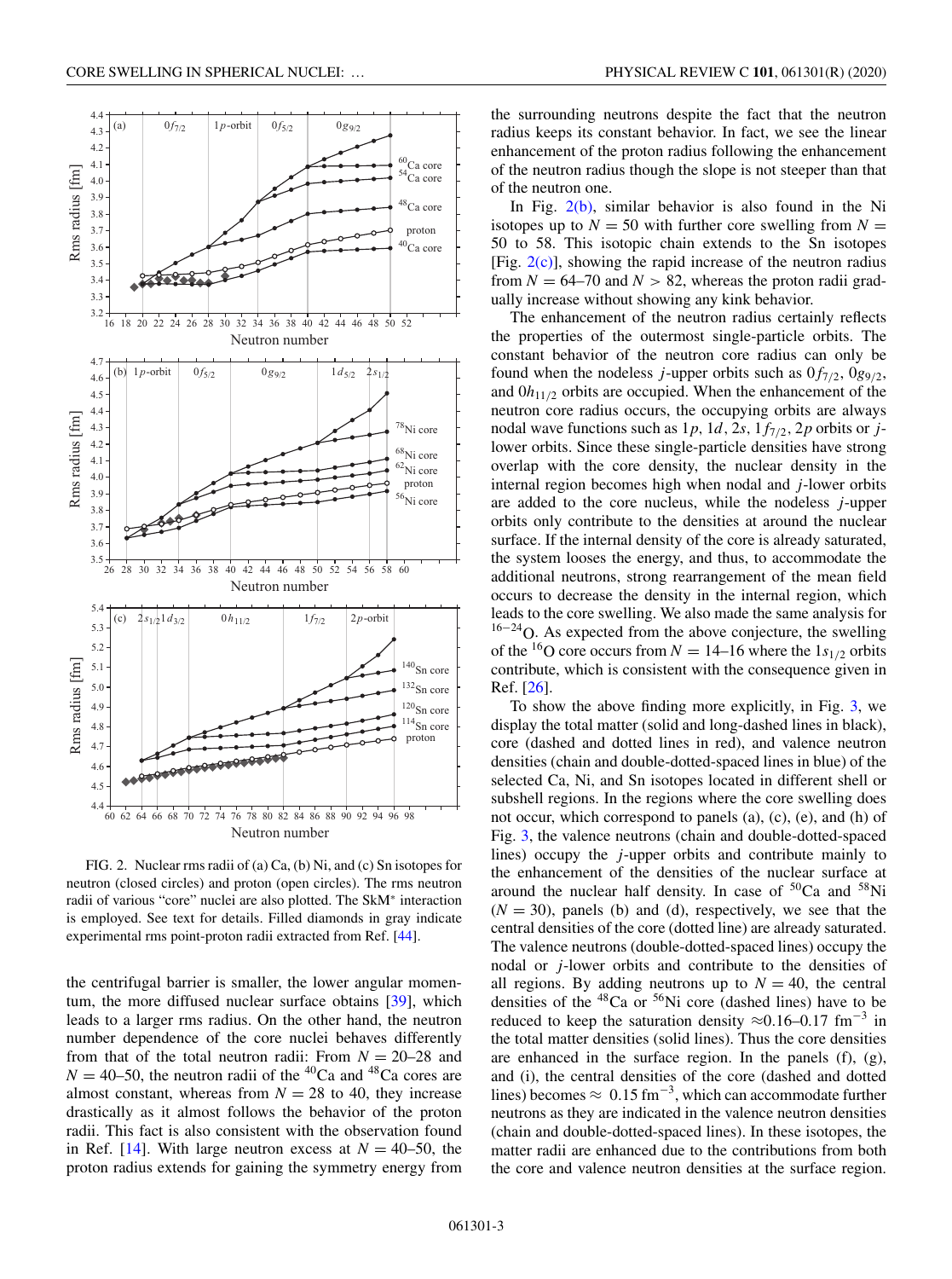FIG. 2. Nuclear rms radii of (a) Ca, (b) Ni, and (c) Sn isotopes for neutron (closed circles) and proton (open circles). The rms neutron radii of various "core" nuclei are also plotted. The SkM* interaction is employed. See text for details. Filled diamonds in gray indicate experimental rms point-proton radii extracted from Ref. [44].

the centrifugal barrier is smaller, the lower angular momentum, the more diffused nuclear surface obtains [39], which leads to a larger rms radius. On the other hand, the neutron number dependence of the core nuclei behaves differently from that of the total neutron radii: From $N = 20$–$28$ and $N = 40$–$50$, the neutron radii of the $^{40}$Ca and $^{48}$Ca cores are almost constant, whereas from $N = 28$ to 40, they increase drastically as it almost follows the behavior of the proton radii. This fact is also consistent with the observation found in Ref. [14]. With large neutron excess at $N = 40$–$50$, the proton radius extends for gaining the symmetry energy from the surrounding neutrons despite the fact that the neutron radius keeps its constant behavior. In fact, we see the linear enhancement of the proton radius following the enhancement of the neutron radius though the slope is not steeper than that of the neutron one.

In Fig. 2(b), similar behavior is also found in the Ni isotopes up to $N = 50$ with further core swelling from $N = 50$ to 58. This isotopic chain extends to the Sn isotopes [Fig. 2(c)], showing the rapid increase of the neutron radius from $N = 64$–$70$ and $N > 82$, whereas the proton radii gradually increase without showing any kink behavior.

The enhancement of the neutron radius certainly reflects the properties of the outermost single-particle orbits. The constant behavior of the neutron core radius can only be found when the nodeless $j$-upper orbits such as $0f_{7/2}$, $0g_{9/2}$, and $0h_{11/2}$ orbits are occupied. When the enhancement of the neutron core radius occurs, the occupying orbits are always nodal wave functions such as $1p$, $1d$, $2s$, $1f_{7/2}$, $2p$ orbits or $j$-lower orbits. Since these single-particle densities have strong overlap with the core density, the nuclear density in the internal region becomes high when nodal and $j$-lower orbits are added to the core nucleus, while the nodeless $j$-upper orbits only contribute to the densities at around the nuclear surface. If the internal density of the core is already saturated, the system looses the energy, and thus, to accommodate the additional neutrons, strong rearrangement of the mean field occurs to decrease the density in the internal region, which leads to the core swelling. We also made the same analysis for $^{16-24}$O. As expected from the above conjecture, the swelling of the $^{16}$O core occurs from $N = 14$–$16$ where the $1s_{1/2}$ orbits contribute, which is consistent with the consequence given in Ref. [26].

To show the above finding more explicitly, in Fig. 3, we display the total matter (solid and long-dashed lines in black), core (dashed and dotted lines in red), and valence neutron densities (chain and double-dotted-spaced lines in blue) of the selected Ca, Ni, and Sn isotopes located in different shell or subshell regions. In the regions where the core swelling does not occur, which correspond to panels (a), (c), (e), and (h) of Fig. 3, the valence neutrons (chain and double-dotted-spaced lines) occupy the $j$-upper orbits and contribute mainly to the enhancement of the densities of the nuclear surface at around the nuclear half density. In case of $^{50}$Ca and $^{58}$Ni ($N = 30$), panels (b) and (d), respectively, we see that the central densities of the core (dotted line) are already saturated. The valence neutrons (double-dotted-spaced lines) occupy the nodal or $j$-lower orbits and contribute to the densities of all regions. By adding neutrons up to $N = 40$, the central densities of the $^{48}$Ca or $^{56}$Ni core (dashed lines) have to be reduced to keep the saturation density $\approx$0.16–0.17 fm$^{-3}$ in the total matter densities (solid lines). Thus the core densities are enhanced in the surface region. In the panels (f), (g), and (i), the central densities of the core (dashed and dotted lines) becomes $\approx$ 0.15 fm$^{-3}$, which can accommodate further neutrons as they are indicated in the valence neutron densities (chain and double-dotted-spaced lines). In these isotopes, the matter radii are enhanced due to the contributions from both the core and valence neutron densities at the surface region.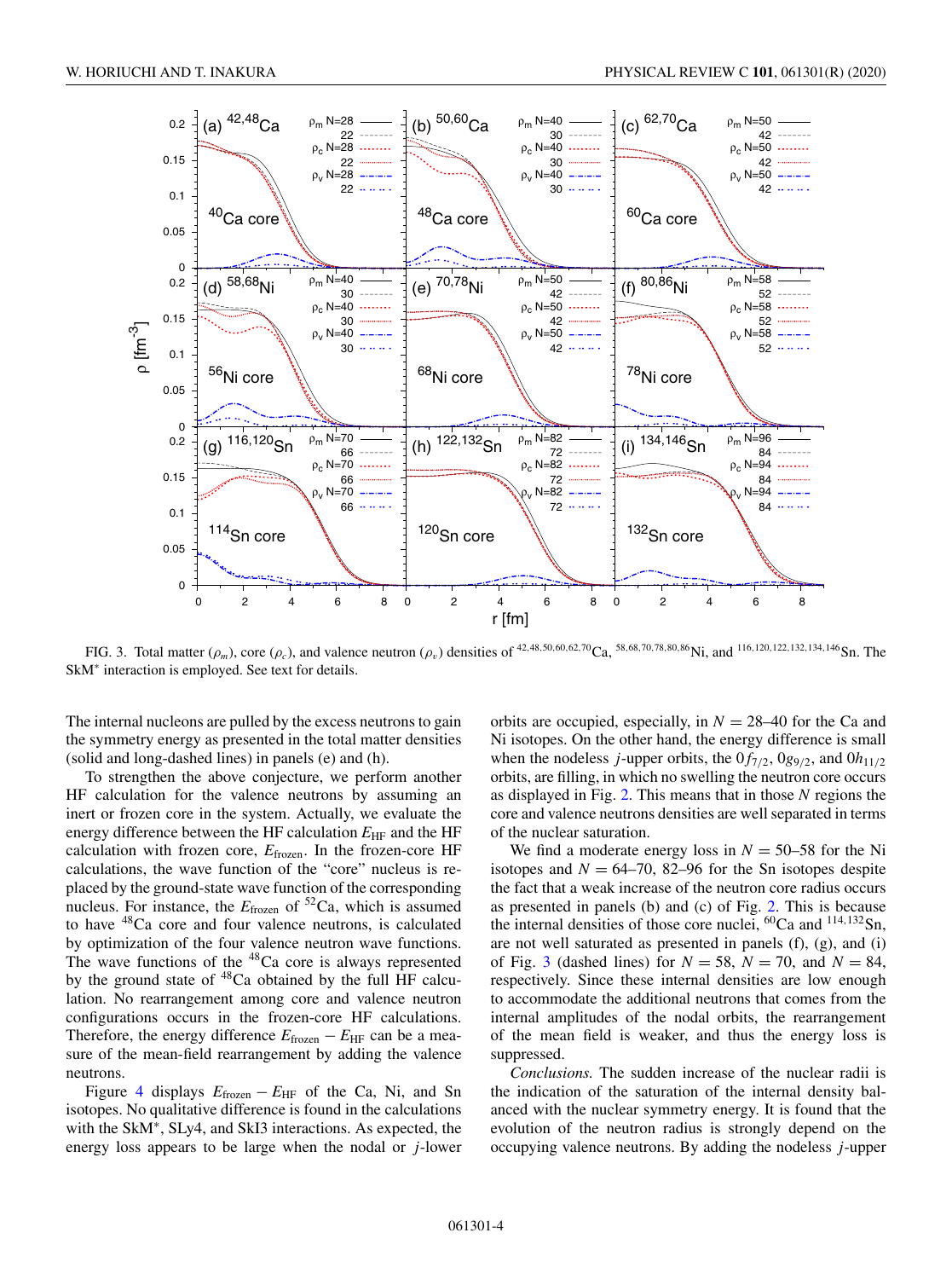FIG. 3. Total matter ($\rho_m$), core ($\rho_c$), and valence neutron ($\rho_v$) densities of $^{42,48,50,60,62,70}$Ca, $^{58,68,70,78,80,86}$Ni, and $^{116,120,122,132,134,146}$Sn. The SkM* interaction is employed. See text for details.

The internal nucleons are pulled by the excess neutrons to gain the symmetry energy as presented in the total matter densities (solid and long-dashed lines) in panels (e) and (h).

To strengthen the above conjecture, we perform another HF calculation for the valence neutrons by assuming an inert or frozen core in the system. Actually, we evaluate the energy difference between the HF calculation $E_{\rm HF}$ and the HF calculation with frozen core, $E_{\rm frozen}$. In the frozen-core HF calculations, the wave function of the "core" nucleus is replaced by the ground-state wave function of the corresponding nucleus. For instance, the $E_{\rm frozen}$ of $^{52}$Ca, which is assumed to have $^{48}$Ca core and four valence neutrons, is calculated by optimization of the four valence neutron wave functions. The wave functions of the $^{48}$Ca core is always represented by the ground state of $^{48}$Ca obtained by the full HF calculation. No rearrangement among core and valence neutron configurations occurs in the frozen-core HF calculations. Therefore, the energy difference $E_{\rm frozen} - E_{\rm HF}$ can be a measure of the mean-field rearrangement by adding the valence neutrons.

Figure 4 displays $E_{\rm frozen} - E_{\rm HF}$ of the Ca, Ni, and Sn isotopes. No qualitative difference is found in the calculations with the SkM*, SLy4, and SkI3 interactions. As expected, the energy loss appears to be large when the nodal or $j$-lower orbits are occupied, especially, in $N = 28$–$40$ for the Ca and Ni isotopes. On the other hand, the energy difference is small when the nodeless $j$-upper orbits, the $0f_{7/2}$, $0g_{9/2}$, and $0h_{11/2}$ orbits, are filling, in which no swelling the neutron core occurs as displayed in Fig. 2. This means that in those $N$ regions the core and valence neutrons densities are well separated in terms of the nuclear saturation.

We find a moderate energy loss in $N = 50$–$58$ for the Ni isotopes and $N = 64$–$70$, $82$–$96$ for the Sn isotopes despite the fact that a weak increase of the neutron core radius occurs as presented in panels (b) and (c) of Fig. 2. This is because the internal densities of those core nuclei, $^{60}$Ca and $^{114,132}$Sn, are not well saturated as presented in panels (f), (g), and (i) of Fig. 3 (dashed lines) for $N = 58$, $N = 70$, and $N = 84$, respectively. Since these internal densities are low enough to accommodate the additional neutrons that comes from the internal amplitudes of the nodal orbits, the rearrangement of the mean field is weaker, and thus the energy loss is suppressed.

*Conclusions.* The sudden increase of the nuclear radii is the indication of the saturation of the internal density balanced with the nuclear symmetry energy. It is found that the evolution of the neutron radius is strongly depend on the occupying valence neutrons. By adding the nodeless $j$-upper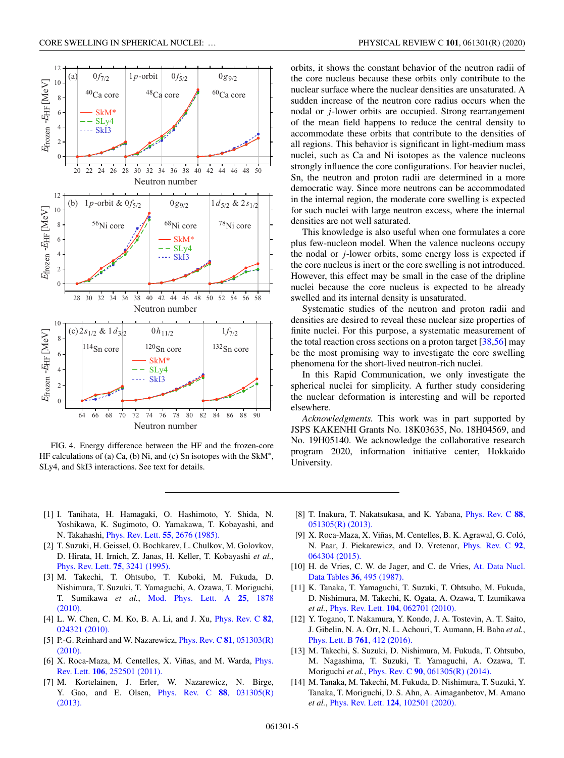FIG. 4. Energy difference between the HF and the frozen-core HF calculations of (a) Ca, (b) Ni, and (c) Sn isotopes with the SkM*, SLy4, and SkI3 interactions. See text for details.

orbits, it shows the constant behavior of the neutron radii of the core nucleus because these orbits only contribute to the nuclear surface where the nuclear densities are unsaturated. A sudden increase of the neutron core radius occurs when the nodal or $j$-lower orbits are occupied. Strong rearrangement of the mean field happens to reduce the central density to accommodate these orbits that contribute to the densities of all regions. This behavior is significant in light-medium mass nuclei, such as Ca and Ni isotopes as the valence nucleons strongly influence the core configurations. For heavier nuclei, Sn, the neutron and proton radii are determined in a more democratic way. Since more neutrons can be accommodated in the internal region, the moderate core swelling is expected for such nuclei with large neutron excess, where the internal densities are not well saturated.

This knowledge is also useful when one formulates a core plus few-nucleon model. When the valence nucleons occupy the nodal or $j$-lower orbits, some energy loss is expected if the core nucleus is inert or the core swelling is not introduced. However, this effect may be small in the case of the dripline nuclei because the core nucleus is expected to be already swelled and its internal density is unsaturated.

Systematic studies of the neutron and proton radii and densities are desired to reveal these nuclear size properties of finite nuclei. For this purpose, a systematic measurement of the total reaction cross sections on a proton target [38,56] may be the most promising way to investigate the core swelling phenomena for the short-lived neutron-rich nuclei.

In this Rapid Communication, we only investigate the spherical nuclei for simplicity. A further study considering the nuclear deformation is interesting and will be reported elsewhere.

*Acknowledgments.* This work was in part supported by JSPS KAKENHI Grants No. 18K03635, No. 18H04569, and No. 19H05140. We acknowledge the collaborative research program 2020, information initiative center, Hokkaido University.

---

[1] I. Tanihata, H. Hamagaki, O. Hashimoto, Y. Shida, N. Yoshikawa, K. Sugimoto, O. Yamakawa, T. Kobayashi, and N. Takahashi, Phys. Rev. Lett. **55**, 2676 (1985).

[2] T. Suzuki, H. Geissel, O. Bochkarev, L. Chulkov, M. Golovkov, D. Hirata, H. Irnich, Z. Janas, H. Keller, T. Kobayashi *et al.*, Phys. Rev. Lett. **75**, 3241 (1995).

[3] M. Takechi, T. Ohtsubo, T. Kuboki, M. Fukuda, D. Nishimura, T. Suzuki, T. Yamaguchi, A. Ozawa, T. Moriguchi, T. Sumikawa *et al.*, Mod. Phys. Lett. A **25**, 1878 (2010).

[4] L. W. Chen, C. M. Ko, B. A. Li, and J. Xu, Phys. Rev. C **82**, 024321 (2010).

[5] P.-G. Reinhard and W. Nazarewicz, Phys. Rev. C **81**, 051303(R) (2010).

[6] X. Roca-Maza, M. Centelles, X. Viñas, and M. Warda, Phys. Rev. Lett. **106**, 252501 (2011).

[7] M. Kortelainen, J. Erler, W. Nazarewicz, N. Birge, Y. Gao, and E. Olsen, Phys. Rev. C **88**, 031305(R) (2013).

[8] T. Inakura, T. Nakatsukasa, and K. Yabana, Phys. Rev. C **88**, 051305(R) (2013).

[9] X. Roca-Maza, X. Viñas, M. Centelles, B. K. Agrawal, G. Coló, N. Paar, J. Piekarewicz, and D. Vretenar, Phys. Rev. C **92**, 064304 (2015).

[10] H. de Vries, C. W. de Jager, and C. de Vries, At. Data Nucl. Data Tables **36**, 495 (1987).

[11] K. Tanaka, T. Yamaguchi, T. Suzuki, T. Ohtsubo, M. Fukuda, D. Nishimura, M. Takechi, K. Ogata, A. Ozawa, T. Izumikawa *et al.*, Phys. Rev. Lett. **104**, 062701 (2010).

[12] Y. Togano, T. Nakamura, Y. Kondo, J. A. Tostevin, A. T. Saito, J. Gibelin, N. A. Orr, N. L. Achouri, T. Aumann, H. Baba *et al.*, Phys. Lett. B **761**, 412 (2016).

[13] M. Takechi, S. Suzuki, D. Nishimura, M. Fukuda, T. Ohtsubo, M. Nagashima, T. Suzuki, T. Yamaguchi, A. Ozawa, T. Moriguchi *et al.*, Phys. Rev. C **90**, 061305(R) (2014).

[14] M. Tanaka, M. Takechi, M. Fukuda, D. Nishimura, T. Suzuki, Y. Tanaka, T. Moriguchi, D. S. Ahn, A. Aimaganbetov, M. Amano *et al.*, Phys. Rev. Lett. **124**, 102501 (2020).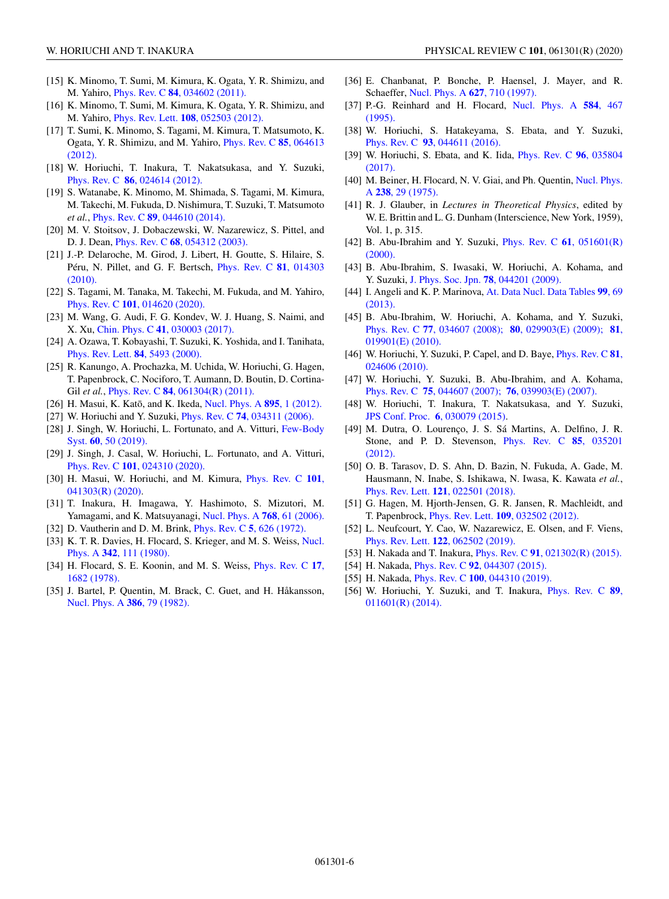[15] K. Minomo, T. Sumi, M. Kimura, K. Ogata, Y. R. Shimizu, and M. Yahiro, Phys. Rev. C **84**, 034602 (2011).

[16] K. Minomo, T. Sumi, M. Kimura, K. Ogata, Y. R. Shimizu, and M. Yahiro, Phys. Rev. Lett. **108**, 052503 (2012).

[17] T. Sumi, K. Minomo, S. Tagami, M. Kimura, T. Matsumoto, K. Ogata, Y. R. Shimizu, and M. Yahiro, Phys. Rev. C **85**, 064613 (2012).

[18] W. Horiuchi, T. Inakura, T. Nakatsukasa, and Y. Suzuki, Phys. Rev. C **86**, 024614 (2012).

[19] S. Watanabe, K. Minomo, M. Shimada, S. Tagami, M. Kimura, M. Takechi, M. Fukuda, D. Nishimura, T. Suzuki, T. Matsumoto *et al.*, Phys. Rev. C **89**, 044610 (2014).

[20] M. V. Stoitsov, J. Dobaczewski, W. Nazarewicz, S. Pittel, and D. J. Dean, Phys. Rev. C **68**, 054312 (2003).

[21] J.-P. Delaroche, M. Girod, J. Libert, H. Goutte, S. Hilaire, S. Péru, N. Pillet, and G. F. Bertsch, Phys. Rev. C **81**, 014303 (2010).

[22] S. Tagami, M. Tanaka, M. Takechi, M. Fukuda, and M. Yahiro, Phys. Rev. C **101**, 014620 (2020).

[23] M. Wang, G. Audi, F. G. Kondev, W. J. Huang, S. Naimi, and X. Xu, Chin. Phys. C **41**, 030003 (2017).

[24] A. Ozawa, T. Kobayashi, T. Suzuki, K. Yoshida, and I. Tanihata, Phys. Rev. Lett. **84**, 5493 (2000).

[25] R. Kanungo, A. Prochazka, M. Uchida, W. Horiuchi, G. Hagen, T. Papenbrock, C. Nociforo, T. Aumann, D. Boutin, D. Cortina-Gil *et al.*, Phys. Rev. C **84**, 061304(R) (2011).

[26] H. Masui, K. Katō, and K. Ikeda, Nucl. Phys. A **895**, 1 (2012).

[27] W. Horiuchi and Y. Suzuki, Phys. Rev. C **74**, 034311 (2006).

[28] J. Singh, W. Horiuchi, L. Fortunato, and A. Vitturi, Few-Body Syst. **60**, 50 (2019).

[29] J. Singh, J. Casal, W. Horiuchi, L. Fortunato, and A. Vitturi, Phys. Rev. C **101**, 024310 (2020).

[30] H. Masui, W. Horiuchi, and M. Kimura, Phys. Rev. C **101**, 041303(R) (2020).

[31] T. Inakura, H. Imagawa, Y. Hashimoto, S. Mizutori, M. Yamagami, and K. Matsuyanagi, Nucl. Phys. A **768**, 61 (2006).

[32] D. Vautherin and D. M. Brink, Phys. Rev. C **5**, 626 (1972).

[33] K. T. R. Davies, H. Flocard, S. Krieger, and M. S. Weiss, Nucl. Phys. A **342**, 111 (1980).

[34] H. Flocard, S. E. Koonin, and M. S. Weiss, Phys. Rev. C **17**, 1682 (1978).

[35] J. Bartel, P. Quentin, M. Brack, C. Guet, and H. Håkansson, Nucl. Phys. A **386**, 79 (1982).

[36] E. Chanbanat, P. Bonche, P. Haensel, J. Mayer, and R. Schaeffer, Nucl. Phys. A **627**, 710 (1997).

[37] P.-G. Reinhard and H. Flocard, Nucl. Phys. A **584**, 467 (1995).

[38] W. Horiuchi, S. Hatakeyama, S. Ebata, and Y. Suzuki, Phys. Rev. C **93**, 044611 (2016).

[39] W. Horiuchi, S. Ebata, and K. Iida, Phys. Rev. C **96**, 035804 (2017).

[40] M. Beiner, H. Flocard, N. V. Giai, and Ph. Quentin, Nucl. Phys. A **238**, 29 (1975).

[41] R. J. Glauber, in *Lectures in Theoretical Physics*, edited by W. E. Brittin and L. G. Dunham (Interscience, New York, 1959), Vol. 1, p. 315.

[42] B. Abu-Ibrahim and Y. Suzuki, Phys. Rev. C **61**, 051601(R) (2000).

[43] B. Abu-Ibrahim, S. Iwasaki, W. Horiuchi, A. Kohama, and Y. Suzuki, J. Phys. Soc. Jpn. **78**, 044201 (2009).

[44] I. Angeli and K. P. Marinova, At. Data Nucl. Data Tables **99**, 69 (2013).

[45] B. Abu-Ibrahim, W. Horiuchi, A. Kohama, and Y. Suzuki, Phys. Rev. C **77**, 034607 (2008); **80**, 029903(E) (2009); **81**, 019901(E) (2010).

[46] W. Horiuchi, Y. Suzuki, P. Capel, and D. Baye, Phys. Rev. C **81**, 024606 (2010).

[47] W. Horiuchi, Y. Suzuki, B. Abu-Ibrahim, and A. Kohama, Phys. Rev. C **75**, 044607 (2007); **76**, 039903(E) (2007).

[48] W. Horiuchi, T. Inakura, T. Nakatsukasa, and Y. Suzuki, JPS Conf. Proc. **6**, 030079 (2015).

[49] M. Dutra, O. Lourenço, J. S. Sá Martins, A. Delfino, J. R. Stone, and P. D. Stevenson, Phys. Rev. C **85**, 035201 (2012).

[50] O. B. Tarasov, D. S. Ahn, D. Bazin, N. Fukuda, A. Gade, M. Hausmann, N. Inabe, S. Ishikawa, N. Iwasa, K. Kawata *et al.*, Phys. Rev. Lett. **121**, 022501 (2018).

[51] G. Hagen, M. Hjorth-Jensen, G. R. Jansen, R. Machleidt, and T. Papenbrock, Phys. Rev. Lett. **109**, 032502 (2012).

[52] L. Neufcourt, Y. Cao, W. Nazarewicz, E. Olsen, and F. Viens, Phys. Rev. Lett. **122**, 062502 (2019).

[53] H. Nakada and T. Inakura, Phys. Rev. C **91**, 021302(R) (2015).

[54] H. Nakada, Phys. Rev. C **92**, 044307 (2015).

[55] H. Nakada, Phys. Rev. C **100**, 044310 (2019).

[56] W. Horiuchi, Y. Suzuki, and T. Inakura, Phys. Rev. C **89**, 011601(R) (2014).